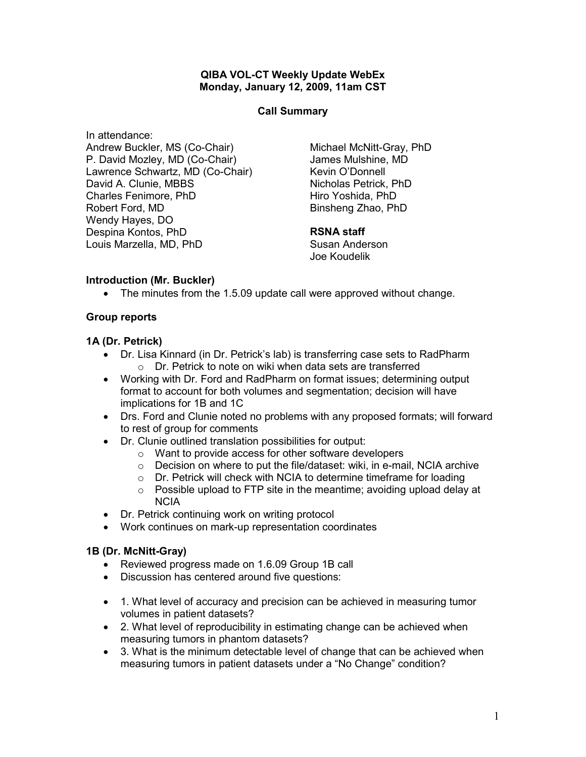**QIBA VOL-CT Weekly Update WebEx**
**Monday, January 12, 2009, 11am CST**

**Call Summary**

In attendance:

Andrew Buckler, MS (Co-Chair)
P. David Mozley, MD (Co-Chair)
Lawrence Schwartz, MD (Co-Chair)
David A. Clunie, MBBS
Charles Fenimore, PhD
Robert Ford, MD
Wendy Hayes, DO
Despina Kontos, PhD
Louis Marzella, MD, PhD
Michael McNitt-Gray, PhD
James Mulshine, MD
Kevin O'Donnell
Nicholas Petrick, PhD
Hiro Yoshida, PhD
Binsheng Zhao, PhD

**RSNA staff**
Susan Anderson
Joe Koudelik

**Introduction (Mr. Buckler)**

- The minutes from the 1.5.09 update call were approved without change.

**Group reports**

**1A (Dr. Petrick)**

- Dr. Lisa Kinnard (in Dr. Petrick's lab) is transferring case sets to RadPharm
  - Dr. Petrick to note on wiki when data sets are transferred
- Working with Dr. Ford and RadPharm on format issues; determining output format to account for both volumes and segmentation; decision will have implications for 1B and 1C
- Drs. Ford and Clunie noted no problems with any proposed formats; will forward to rest of group for comments
- Dr. Clunie outlined translation possibilities for output:
  - Want to provide access for other software developers
  - Decision on where to put the file/dataset: wiki, in e-mail, NCIA archive
  - Dr. Petrick will check with NCIA to determine timeframe for loading
  - Possible upload to FTP site in the meantime; avoiding upload delay at NCIA
- Dr. Petrick continuing work on writing protocol
- Work continues on mark-up representation coordinates

**1B (Dr. McNitt-Gray)**

- Reviewed progress made on 1.6.09 Group 1B call
- Discussion has centered around five questions:

- 1. What level of accuracy and precision can be achieved in measuring tumor volumes in patient datasets?
- 2. What level of reproducibility in estimating change can be achieved when measuring tumors in phantom datasets?
- 3. What is the minimum detectable level of change that can be achieved when measuring tumors in patient datasets under a "No Change" condition?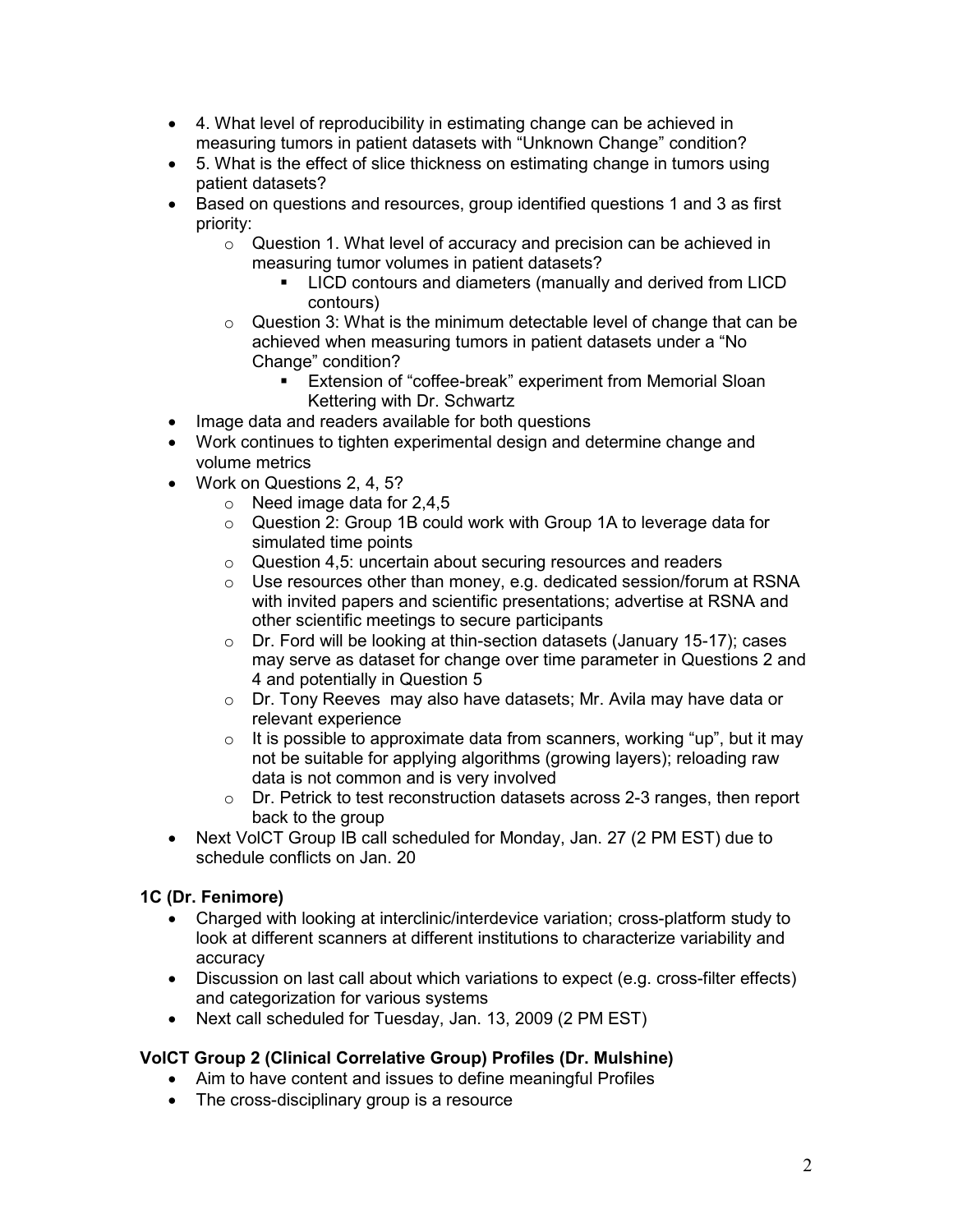- 4. What level of reproducibility in estimating change can be achieved in measuring tumors in patient datasets with "Unknown Change" condition?
- 5. What is the effect of slice thickness on estimating change in tumors using patient datasets?
- Based on questions and resources, group identified questions 1 and 3 as first priority:
  - Question 1. What level of accuracy and precision can be achieved in measuring tumor volumes in patient datasets?
    - LICD contours and diameters (manually and derived from LICD contours)
  - Question 3: What is the minimum detectable level of change that can be achieved when measuring tumors in patient datasets under a "No Change" condition?
    - Extension of "coffee-break" experiment from Memorial Sloan Kettering with Dr. Schwartz
- Image data and readers available for both questions
- Work continues to tighten experimental design and determine change and volume metrics
- Work on Questions 2, 4, 5?
  - Need image data for 2,4,5
  - Question 2: Group 1B could work with Group 1A to leverage data for simulated time points
  - Question 4,5: uncertain about securing resources and readers
  - Use resources other than money, e.g. dedicated session/forum at RSNA with invited papers and scientific presentations; advertise at RSNA and other scientific meetings to secure participants
  - Dr. Ford will be looking at thin-section datasets (January 15-17); cases may serve as dataset for change over time parameter in Questions 2 and 4 and potentially in Question 5
  - Dr. Tony Reeves may also have datasets; Mr. Avila may have data or relevant experience
  - It is possible to approximate data from scanners, working "up", but it may not be suitable for applying algorithms (growing layers); reloading raw data is not common and is very involved
  - Dr. Petrick to test reconstruction datasets across 2-3 ranges, then report back to the group
- Next VolCT Group IB call scheduled for Monday, Jan. 27 (2 PM EST) due to schedule conflicts on Jan. 20

**1C (Dr. Fenimore)**

- Charged with looking at interclinic/interdevice variation; cross-platform study to look at different scanners at different institutions to characterize variability and accuracy
- Discussion on last call about which variations to expect (e.g. cross-filter effects) and categorization for various systems
- Next call scheduled for Tuesday, Jan. 13, 2009 (2 PM EST)

**VolCT Group 2 (Clinical Correlative Group) Profiles (Dr. Mulshine)**

- Aim to have content and issues to define meaningful Profiles
- The cross-disciplinary group is a resource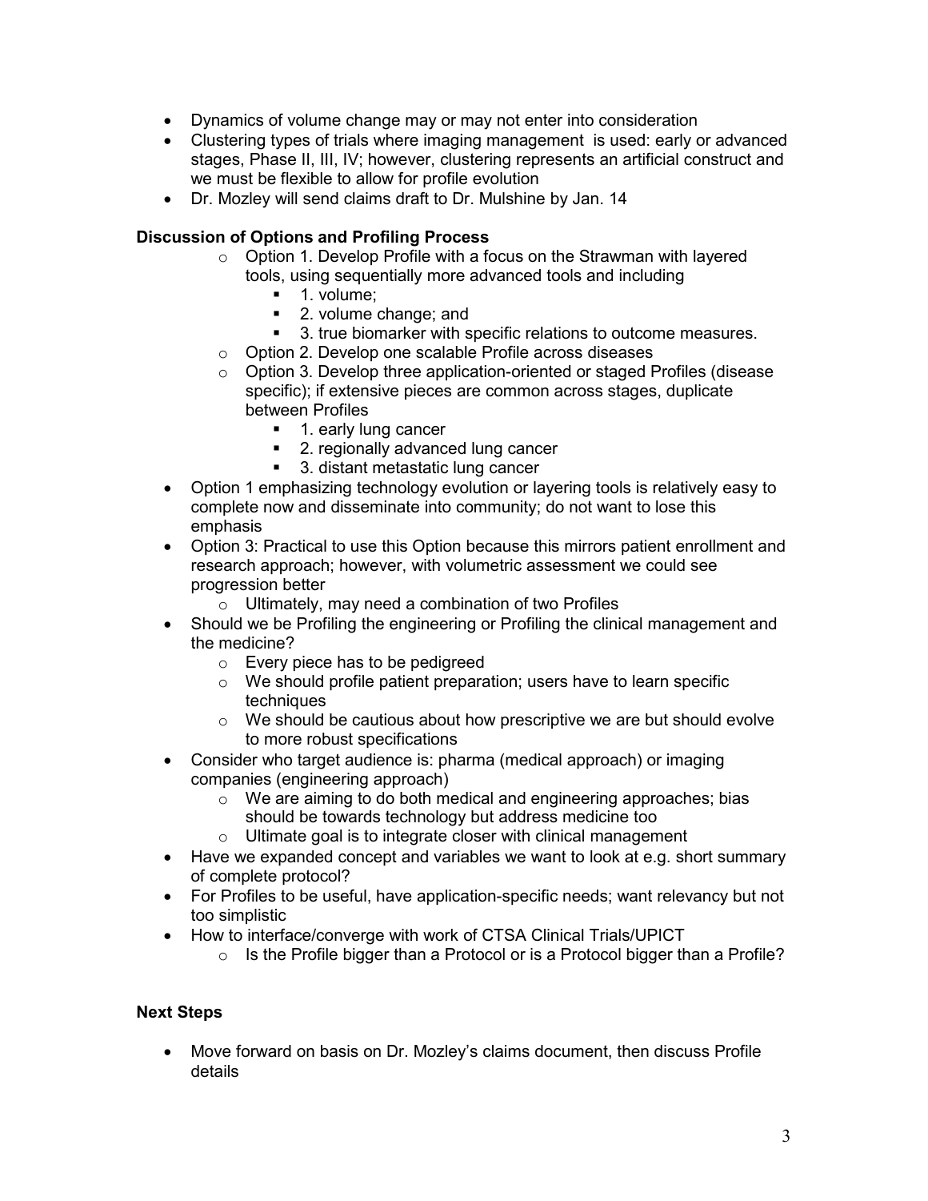- Dynamics of volume change may or may not enter into consideration
- Clustering types of trials where imaging management is used: early or advanced stages, Phase II, III, IV; however, clustering represents an artificial construct and we must be flexible to allow for profile evolution
- Dr. Mozley will send claims draft to Dr. Mulshine by Jan. 14

**Discussion of Options and Profiling Process**

  - Option 1. Develop Profile with a focus on the Strawman with layered tools, using sequentially more advanced tools and including
    - 1. volume;
    - 2. volume change; and
    - 3. true biomarker with specific relations to outcome measures.
  - Option 2. Develop one scalable Profile across diseases
  - Option 3. Develop three application-oriented or staged Profiles (disease specific); if extensive pieces are common across stages, duplicate between Profiles
    - 1. early lung cancer
    - 2. regionally advanced lung cancer
    - 3. distant metastatic lung cancer
- Option 1 emphasizing technology evolution or layering tools is relatively easy to complete now and disseminate into community; do not want to lose this emphasis
- Option 3: Practical to use this Option because this mirrors patient enrollment and research approach; however, with volumetric assessment we could see progression better
  - Ultimately, may need a combination of two Profiles
- Should we be Profiling the engineering or Profiling the clinical management and the medicine?
  - Every piece has to be pedigreed
  - We should profile patient preparation; users have to learn specific techniques
  - We should be cautious about how prescriptive we are but should evolve to more robust specifications
- Consider who target audience is: pharma (medical approach) or imaging companies (engineering approach)
  - We are aiming to do both medical and engineering approaches; bias should be towards technology but address medicine too
  - Ultimate goal is to integrate closer with clinical management
- Have we expanded concept and variables we want to look at e.g. short summary of complete protocol?
- For Profiles to be useful, have application-specific needs; want relevancy but not too simplistic
- How to interface/converge with work of CTSA Clinical Trials/UPICT
  - Is the Profile bigger than a Protocol or is a Protocol bigger than a Profile?

**Next Steps**

- Move forward on basis on Dr. Mozley's claims document, then discuss Profile details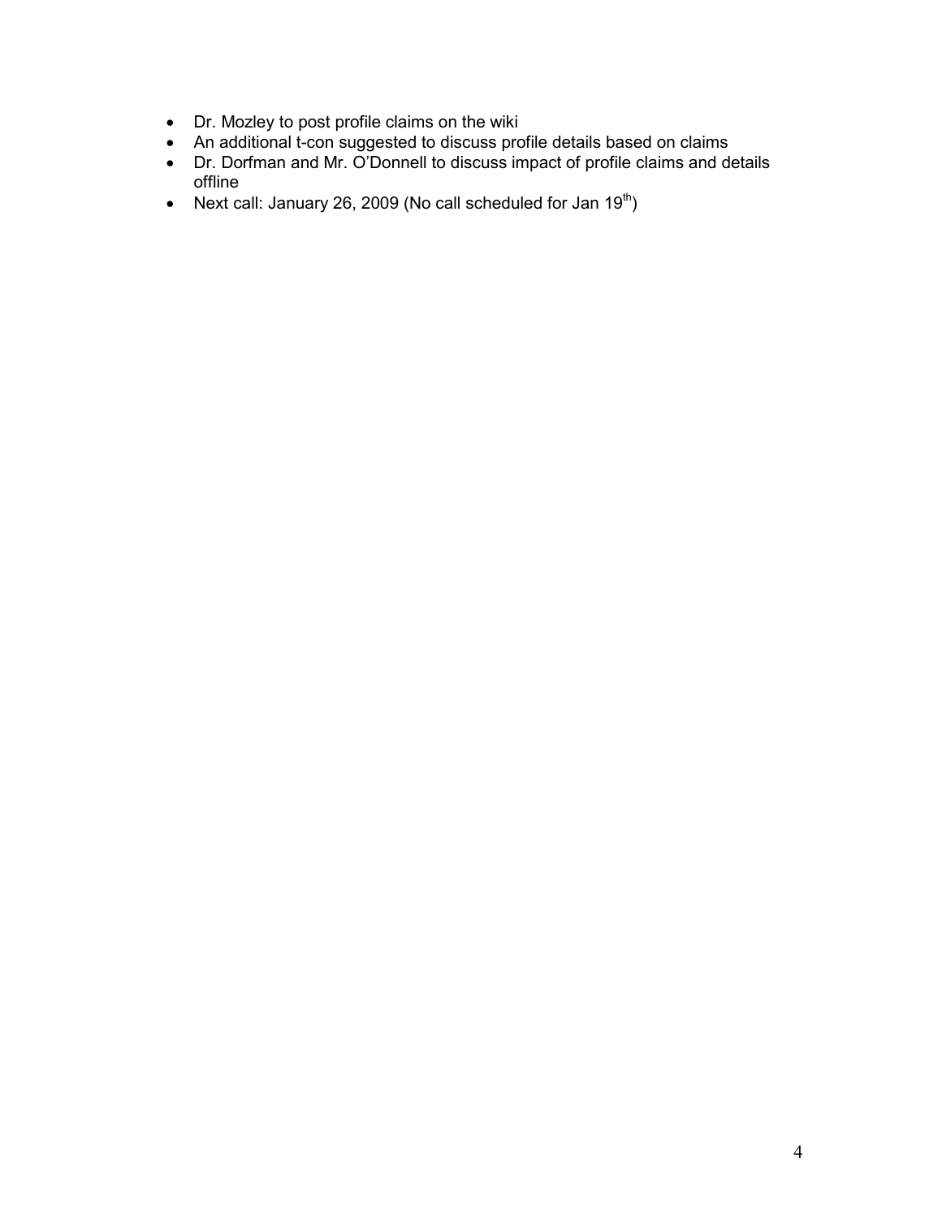- Dr. Mozley to post profile claims on the wiki
- An additional t-con suggested to discuss profile details based on claims
- Dr. Dorfman and Mr. O'Donnell to discuss impact of profile claims and details offline
- Next call: January 26, 2009 (No call scheduled for Jan 19th)